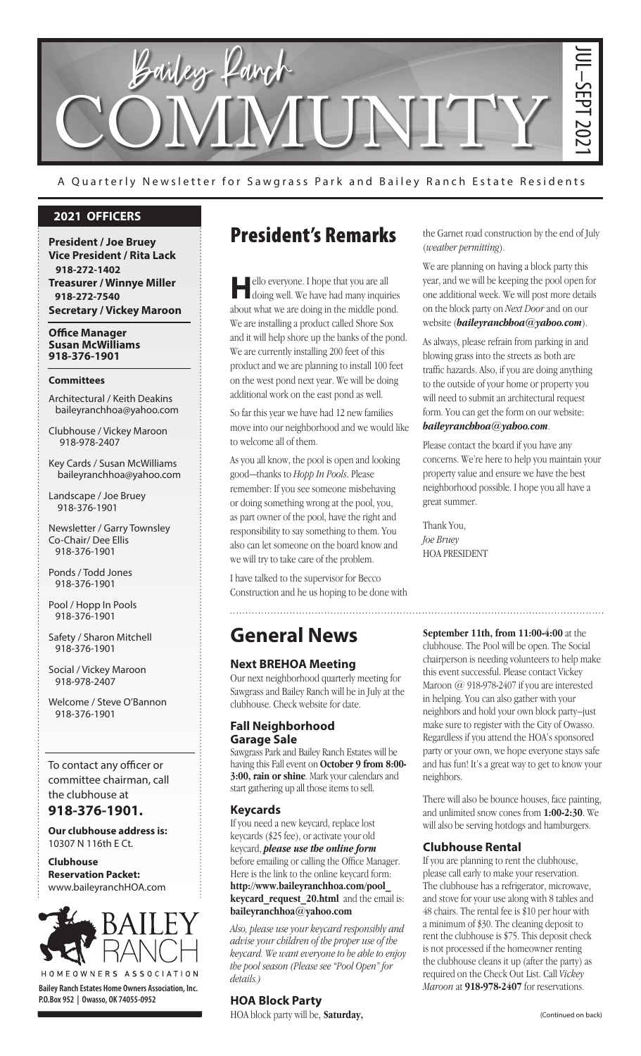# Bailey Ranch COMMUNITY

JUL–SEPT 2021

A Quarterly Newsletter for Sawgrass Park and Bailey Ranch Estate Residents

## 2021 OFFICERS

**President / Joe Bruey**
**Vice President / Rita Lack**
**918-272-1402**
**Treasurer / Winnye Miller**
**918-272-7540**
**Secretary / Vickey Maroon**

**Office Manager**
**Susan McWilliams**
**918-376-1901**

**Committees**

Architectural / Keith Deakins
baileyranchhoa@yahoo.com

Clubhouse / Vickey Maroon
918-978-2407

Key Cards / Susan McWilliams
baileyranchhoa@yahoo.com

Landscape / Joe Bruey
918-376-1901

Newsletter / Garry Townsley
Co-Chair/ Dee Ellis
918-376-1901

Ponds / Todd Jones
918-376-1901

Pool / Hopp In Pools
918-376-1901

Safety / Sharon Mitchell
918-376-1901

Social / Vickey Maroon
918-978-2407

Welcome / Steve O'Bannon
918-376-1901

To contact any officer or committee chairman, call the clubhouse at
**918-376-1901.**

**Our clubhouse address is:**
10307 N 116th E Ct.

**Clubhouse Reservation Packet:**
www.baileyranchHOA.com

BAILEY RANCH
HOMEOWNERS ASSOCIATION

**Bailey Ranch Estates Home Owners Association, Inc.**
**P.O.Box 952 | Owasso, OK 74055-0952**

# President's Remarks

Hello everyone. I hope that you are all doing well. We have had many inquiries about what we are doing in the middle pond. We are installing a product called Shore Sox and it will help shore up the banks of the pond. We are currently installing 200 feet of this product and we are planning to install 100 feet on the west pond next year. We will be doing additional work on the east pond as well.

So far this year we have had 12 new families move into our neighborhood and we would like to welcome all of them.

As you all know, the pool is open and looking good—thanks to *Hopp In Pools*. Please remember: If you see someone misbehaving or doing something wrong at the pool, you, as part owner of the pool, have the right and responsibility to say something to them. You also can let someone on the board know and we will try to take care of the problem.

I have talked to the supervisor for Becco Construction and he us hoping to be done with the Garnet road construction by the end of July (*weather permitting*).

We are planning on having a block party this year, and we will be keeping the pool open for one additional week. We will post more details on the block party on *Next Door* and on our website (***baileyranchhoa@yahoo.com***).

As always, please refrain from parking in and blowing grass into the streets as both are traffic hazards. Also, if you are doing anything to the outside of your home or property you will need to submit an architectural request form. You can get the form on our website: ***baileyranchhoa@yahoo.com***.

Please contact the board if you have any concerns. We're here to help you maintain your property value and ensure we have the best neighborhood possible. I hope you all have a great summer.

Thank You,
*Joe Bruey*
HOA PRESIDENT

# General News

### Next BREHOA Meeting

Our next neighborhood quarterly meeting for Sawgrass and Bailey Ranch will be in July at the clubhouse. Check website for date.

### Fall Neighborhood Garage Sale

Sawgrass Park and Bailey Ranch Estates will be having this Fall event on **October 9 from 8:00-3:00, rain or shine**. Mark your calendars and start gathering up all those items to sell.

### Keycards

If you need a new keycard, replace lost keycards ($25 fee), or activate your old keycard, ***please use the online form*** before emailing or calling the Office Manager. Here is the link to the online keycard form: **http://www.baileyranchhoa.com/pool_keycard_request_20.html** and the email is: **baileyranchhoa@yahoo.com**

*Also, please use your keycard responsibly and advise your children of the proper use of the keycard. We want everyone to be able to enjoy the pool season (Please see "Pool Open" for details.)*

### HOA Block Party

HOA block party will be, **Saturday, September 11th, from 11:00-4:00** at the clubhouse. The Pool will be open. The Social chairperson is needing volunteers to help make this event successful. Please contact Vickey Maroon @ 918-978-2407 if you are interested in helping. You can also gather with your neighbors and hold your own block party–just make sure to register with the City of Owasso. Regardless if you attend the HOA's sponsored party or your own, we hope everyone stays safe and has fun! It's a great way to get to know your neighbors.

There will also be bounce houses, face painting, and unlimited snow cones from **1:00-2:30**. We will also be serving hotdogs and hamburgers.

### Clubhouse Rental

If you are planning to rent the clubhouse, please call early to make your reservation. The clubhouse has a refrigerator, microwave, and stove for your use along with 8 tables and 48 chairs. The rental fee is $10 per hour with a minimum of $30. The cleaning deposit to rent the clubhouse is $75. This deposit check is not processed if the homeowner renting the clubhouse cleans it up (after the party) as required on the Check Out List. Call *Vickey Maroon* at **918-978-2407** for reservations.

(Continued on back)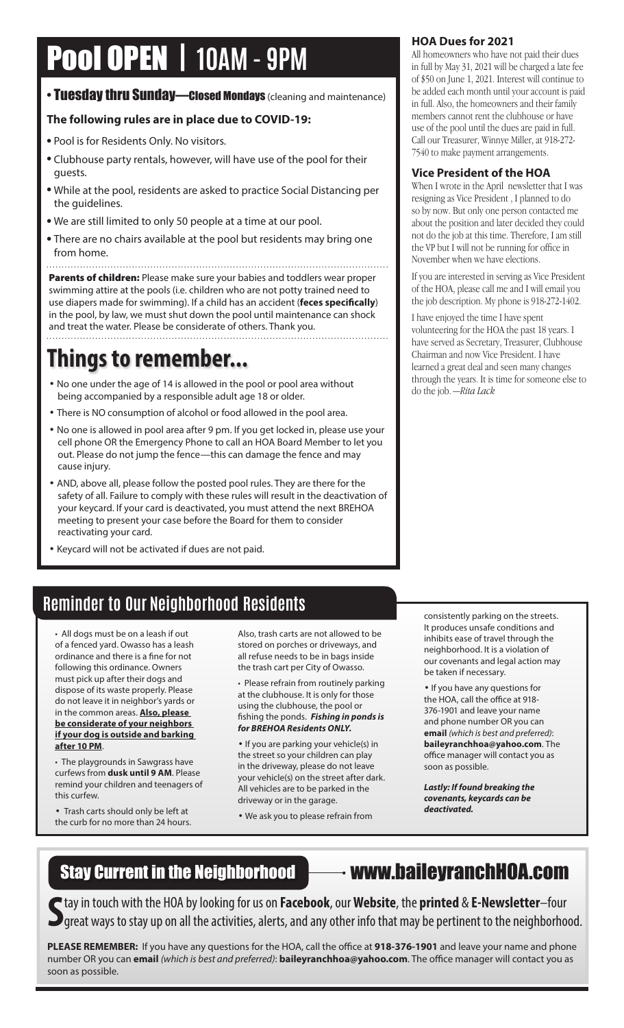# Pool OPEN | 10AM - 9PM

• **Tuesday thru Sunday—Closed Mondays** (cleaning and maintenance)

### The following rules are in place due to COVID-19:

- Pool is for Residents Only. No visitors.
- Clubhouse party rentals, however, will have use of the pool for their guests.
- While at the pool, residents are asked to practice Social Distancing per the guidelines.
- We are still limited to only 50 people at a time at our pool.
- There are no chairs available at the pool but residents may bring one from home.

**Parents of children:** Please make sure your babies and toddlers wear proper swimming attire at the pools (i.e. children who are not potty trained need to use diapers made for swimming). If a child has an accident (**feces specifically**) in the pool, by law, we must shut down the pool until maintenance can shock and treat the water. Please be considerate of others. Thank you.

## Things to remember...

- No one under the age of 14 is allowed in the pool or pool area without being accompanied by a responsible adult age 18 or older.
- There is NO consumption of alcohol or food allowed in the pool area.
- No one is allowed in pool area after 9 pm. If you get locked in, please use your cell phone OR the Emergency Phone to call an HOA Board Member to let you out. Please do not jump the fence—this can damage the fence and may cause injury.
- AND, above all, please follow the posted pool rules. They are there for the safety of all. Failure to comply with these rules will result in the deactivation of your keycard. If your card is deactivated, you must attend the next BREHOA meeting to present your case before the Board for them to consider reactivating your card.
- Keycard will not be activated if dues are not paid.

### HOA Dues for 2021

All homeowners who have not paid their dues in full by May 31, 2021 will be charged a late fee of $50 on June 1, 2021. Interest will continue to be added each month until your account is paid in full. Also, the homeowners and their family members cannot rent the clubhouse or have use of the pool until the dues are paid in full. Call our Treasurer, Winnye Miller, at 918-272-7540 to make payment arrangements.

### Vice President of the HOA

When I wrote in the April newsletter that I was resigning as Vice President , I planned to do so by now. But only one person contacted me about the position and later decided they could not do the job at this time. Therefore, I am still the VP but I will not be running for office in November when we have elections.

If you are interested in serving as Vice President of the HOA, please call me and I will email you the job description. My phone is 918-272-1402.

I have enjoyed the time I have spent volunteering for the HOA the past 18 years. I have served as Secretary, Treasurer, Clubhouse Chairman and now Vice President. I have learned a great deal and seen many changes through the years. It is time for someone else to do the job. *—Rita Lack*

## Reminder to Our Neighborhood Residents

- All dogs must be on a leash if out of a fenced yard. Owasso has a leash ordinance and there is a fine for not following this ordinance. Owners must pick up after their dogs and dispose of its waste properly. Please do not leave it in neighbor's yards or in the common areas. **Also, please be considerate of your neighbors if your dog is outside and barking after 10 PM**.
- The playgrounds in Sawgrass have curfews from **dusk until 9 AM**. Please remind your children and teenagers of this curfew.
- Trash carts should only be left at the curb for no more than 24 hours. Also, trash carts are not allowed to be stored on porches or driveways, and all refuse needs to be in bags inside the trash cart per City of Owasso.
- Please refrain from routinely parking at the clubhouse. It is only for those using the clubhouse, the pool or fishing the ponds. ***Fishing in ponds is for BREHOA Residents ONLY.***
- If you are parking your vehicle(s) in the street so your children can play in the driveway, please do not leave your vehicle(s) on the street after dark. All vehicles are to be parked in the driveway or in the garage.
- We ask you to please refrain from consistently parking on the streets. It produces unsafe conditions and inhibits ease of travel through the neighborhood. It is a violation of our covenants and legal action may be taken if necessary.
- If you have any questions for the HOA, call the office at 918-376-1901 and leave your name and phone number OR you can **email** *(which is best and preferred)*: **baileyranchhoa@yahoo.com**. The office manager will contact you as soon as possible.

***Lastly: If found breaking the covenants, keycards can be deactivated.***

## Stay Current in the Neighborhood — www.baileyranchHOA.com

Stay in touch with the HOA by looking for us on **Facebook**, our **Website**, the **printed** & **E-Newsletter**–four great ways to stay up on all the activities, alerts, and any other info that may be pertinent to the neighborhood.

**PLEASE REMEMBER:** If you have any questions for the HOA, call the office at **918-376-1901** and leave your name and phone number OR you can **email** *(which is best and preferred)*: **baileyranchhoa@yahoo.com**. The office manager will contact you as soon as possible.